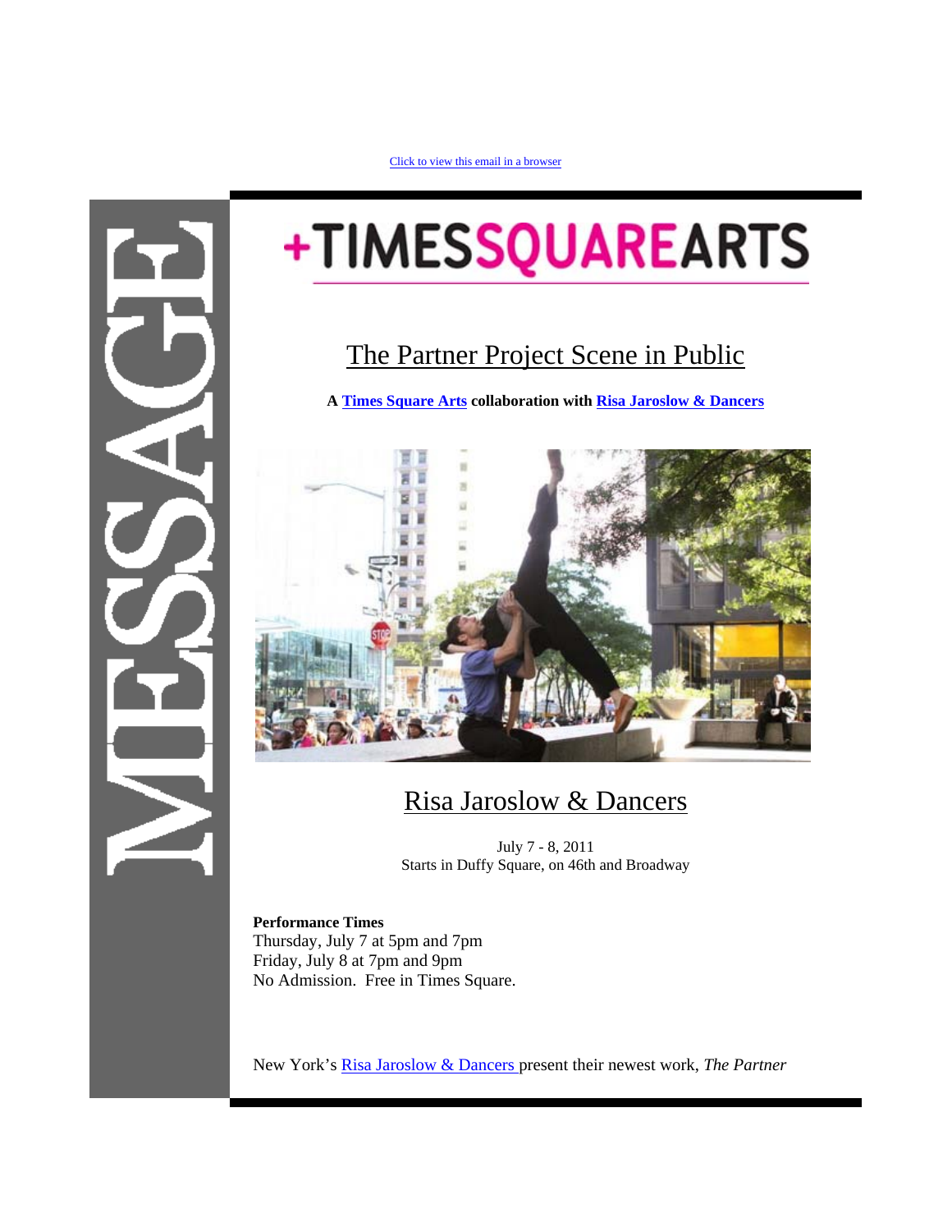Click to view this email in a browser

MESSAGE

# +TIMESSQUAREARTS

## The Partner Project Scene in Public

**A Times Square Arts collaboration with Risa Jaroslow & Dancers**

## Risa Jaroslow & Dancers

July 7 - 8, 2011
Starts in Duffy Square, on 46th and Broadway

**Performance Times**
Thursday, July 7 at 5pm and 7pm
Friday, July 8 at 7pm and 9pm
No Admission. Free in Times Square.

New York's Risa Jaroslow & Dancers present their newest work, *The Partner*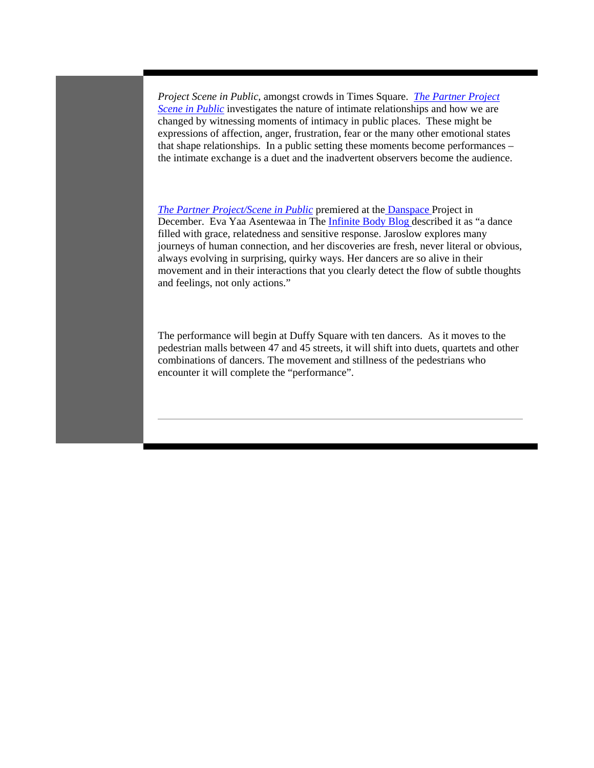*Project Scene in Public*, amongst crowds in Times Square. *The Partner Project Scene in Public* investigates the nature of intimate relationships and how we are changed by witnessing moments of intimacy in public places. These might be expressions of affection, anger, frustration, fear or the many other emotional states that shape relationships. In a public setting these moments become performances – the intimate exchange is a duet and the inadvertent observers become the audience.

*The Partner Project/Scene in Public* premiered at the Danspace Project in December. Eva Yaa Asentewaa in The Infinite Body Blog described it as "a dance filled with grace, relatedness and sensitive response. Jaroslow explores many journeys of human connection, and her discoveries are fresh, never literal or obvious, always evolving in surprising, quirky ways. Her dancers are so alive in their movement and in their interactions that you clearly detect the flow of subtle thoughts and feelings, not only actions."

The performance will begin at Duffy Square with ten dancers. As it moves to the pedestrian malls between 47 and 45 streets, it will shift into duets, quartets and other combinations of dancers. The movement and stillness of the pedestrians who encounter it will complete the "performance".

---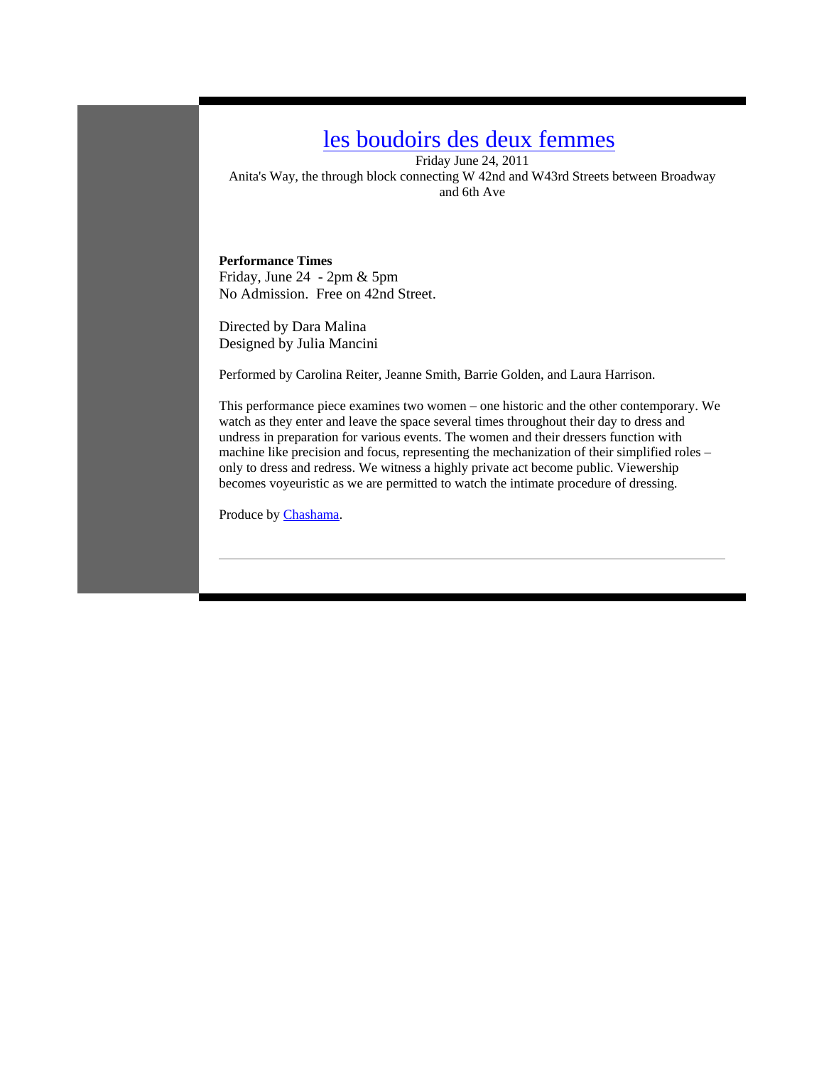# les boudoirs des deux femmes

Friday June 24, 2011

Anita's Way, the through block connecting W 42nd and W43rd Streets between Broadway and 6th Ave

**Performance Times**

Friday, June 24 - 2pm & 5pm

No Admission. Free on 42nd Street.

Directed by Dara Malina

Designed by Julia Mancini

Performed by Carolina Reiter, Jeanne Smith, Barrie Golden, and Laura Harrison.

This performance piece examines two women – one historic and the other contemporary. We watch as they enter and leave the space several times throughout their day to dress and undress in preparation for various events. The women and their dressers function with machine like precision and focus, representing the mechanization of their simplified roles – only to dress and redress. We witness a highly private act become public. Viewership becomes voyeuristic as we are permitted to watch the intimate procedure of dressing.

Produce by Chashama.

---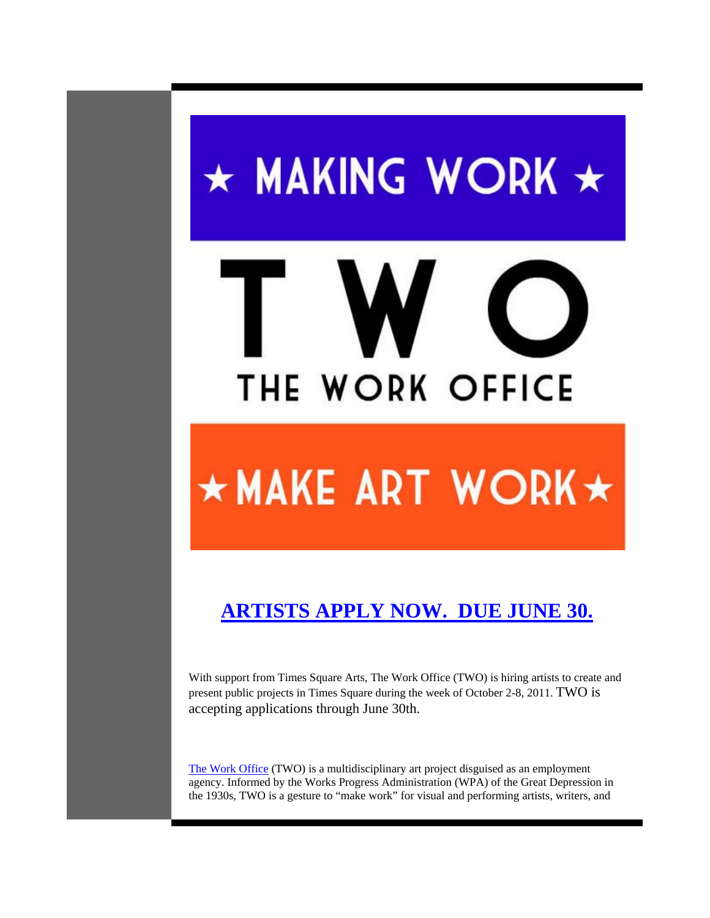# ★ MAKING WORK ★

# T W O

## THE WORK OFFICE

# ★MAKE ART WORK★

## [ARTISTS APPLY NOW. DUE JUNE 30.]()

With support from Times Square Arts, The Work Office (TWO) is hiring artists to create and present public projects in Times Square during the week of October 2-8, 2011. TWO is accepting applications through June 30th.

[The Work Office]() (TWO) is a multidisciplinary art project disguised as an employment agency. Informed by the Works Progress Administration (WPA) of the Great Depression in the 1930s, TWO is a gesture to "make work" for visual and performing artists, writers, and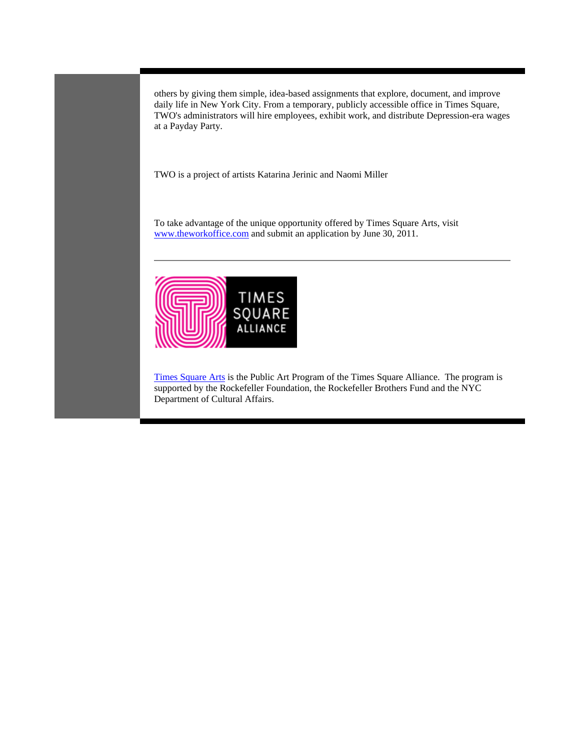others by giving them simple, idea-based assignments that explore, document, and improve daily life in New York City. From a temporary, publicly accessible office in Times Square, TWO's administrators will hire employees, exhibit work, and distribute Depression-era wages at a Payday Party.

TWO is a project of artists Katarina Jerinic and Naomi Miller

To take advantage of the unique opportunity offered by Times Square Arts, visit [www.theworkoffice.com](http://www.theworkoffice.com) and submit an application by June 30, 2011.

---

TIMES SQUARE ALLIANCE

[Times Square Arts](Times Square Arts) is the Public Art Program of the Times Square Alliance. The program is supported by the Rockefeller Foundation, the Rockefeller Brothers Fund and the NYC Department of Cultural Affairs.